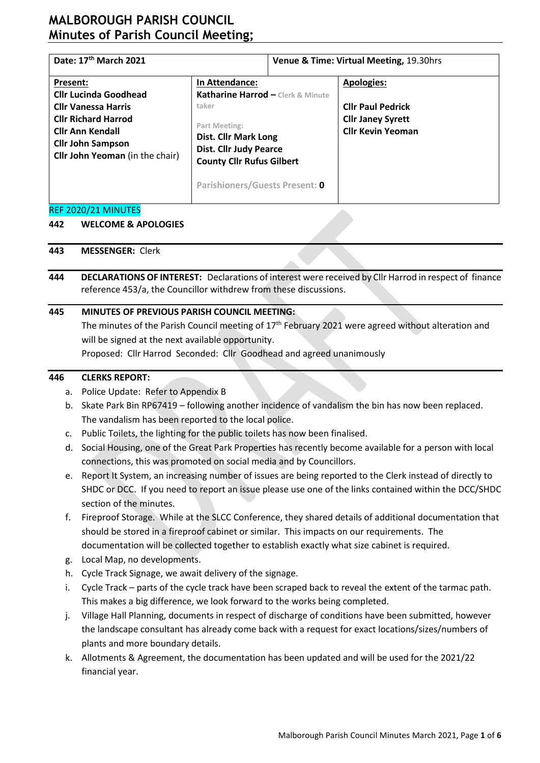# MALBOROUGH PARISH COUNCIL
# Minutes of Parish Council Meeting;

| Date: 17th March 2021 | | Venue & Time: Virtual Meeting, 19.30hrs |
|---|---|---|
| **Present:**<br>Cllr Lucinda Goodhead<br>Cllr Vanessa Harris<br>Cllr Richard Harrod<br>Cllr Ann Kendall<br>Cllr John Sampson<br>Cllr John Yeoman (in the chair) | **In Attendance:**<br>**Katharine Harrod** – Clerk & Minute taker<br><br>Part Meeting:<br>**Dist. Cllr Mark Long**<br>**Dist. Cllr Judy Pearce**<br>**County Cllr Rufus Gilbert**<br><br>Parishioners/Guests Present: **0** | **Apologies:**<br><br>Cllr Paul Pedrick<br>Cllr Janey Syrett<br>Cllr Kevin Yeoman |

REF 2020/21 MINUTES

**442 WELCOME & APOLOGIES**

**443 MESSENGER:** Clerk

**444 DECLARATIONS OF INTEREST:** Declarations of interest were received by Cllr Harrod in respect of finance reference 453/a, the Councillor withdrew from these discussions.

**445 MINUTES OF PREVIOUS PARISH COUNCIL MEETING:**

The minutes of the Parish Council meeting of 17th February 2021 were agreed without alteration and will be signed at the next available opportunity.

Proposed: Cllr Harrod Seconded: Cllr Goodhead and agreed unanimously

**446 CLERKS REPORT:**

a. Police Update: Refer to Appendix B
b. Skate Park Bin RP67419 – following another incidence of vandalism the bin has now been replaced. The vandalism has been reported to the local police.
c. Public Toilets, the lighting for the public toilets has now been finalised.
d. Social Housing, one of the Great Park Properties has recently become available for a person with local connections, this was promoted on social media and by Councillors.
e. Report It System, an increasing number of issues are being reported to the Clerk instead of directly to SHDC or DCC. If you need to report an issue please use one of the links contained within the DCC/SHDC section of the minutes.
f. Fireproof Storage. While at the SLCC Conference, they shared details of additional documentation that should be stored in a fireproof cabinet or similar. This impacts on our requirements. The documentation will be collected together to establish exactly what size cabinet is required.
g. Local Map, no developments.
h. Cycle Track Signage, we await delivery of the signage.
i. Cycle Track – parts of the cycle track have been scraped back to reveal the extent of the tarmac path. This makes a big difference, we look forward to the works being completed.
j. Village Hall Planning, documents in respect of discharge of conditions have been submitted, however the landscape consultant has already come back with a request for exact locations/sizes/numbers of plants and more boundary details.
k. Allotments & Agreement, the documentation has been updated and will be used for the 2021/22 financial year.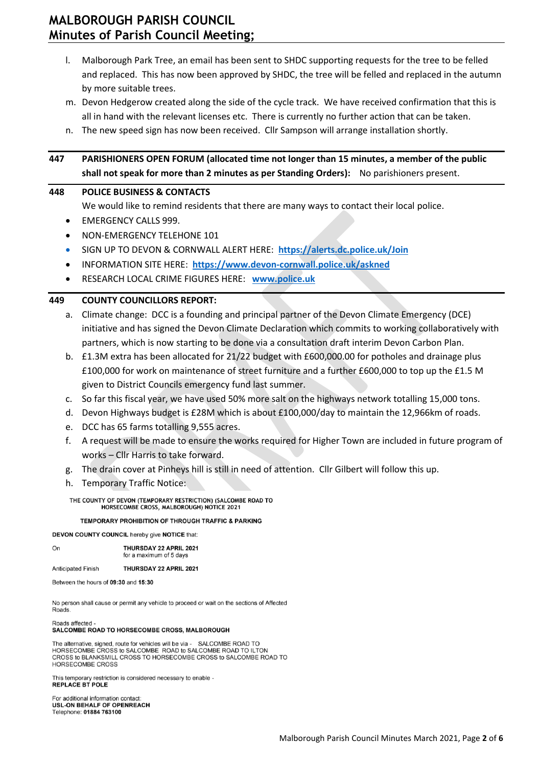l. Malborough Park Tree, an email has been sent to SHDC supporting requests for the tree to be felled and replaced. This has now been approved by SHDC, the tree will be felled and replaced in the autumn by more suitable trees.

m. Devon Hedgerow created along the side of the cycle track. We have received confirmation that this is all in hand with the relevant licenses etc. There is currently no further action that can be taken.

n. The new speed sign has now been received. Cllr Sampson will arrange installation shortly.

**447 PARISHIONERS OPEN FORUM (allocated time not longer than 15 minutes, a member of the public shall not speak for more than 2 minutes as per Standing Orders):** No parishioners present.

**448 POLICE BUSINESS & CONTACTS**

We would like to remind residents that there are many ways to contact their local police.

- EMERGENCY CALLS 999.
- NON-EMERGENCY TELEHONE 101
- SIGN UP TO DEVON & CORNWALL ALERT HERE: **https://alerts.dc.police.uk/Join**
- INFORMATION SITE HERE: **https://www.devon-cornwall.police.uk/askned**
- RESEARCH LOCAL CRIME FIGURES HERE: **www.police.uk**

**449 COUNTY COUNCILLORS REPORT:**

a. Climate change: DCC is a founding and principal partner of the Devon Climate Emergency (DCE) initiative and has signed the Devon Climate Declaration which commits to working collaboratively with partners, which is now starting to be done via a consultation draft interim Devon Carbon Plan.

b. £1.3M extra has been allocated for 21/22 budget with £600,000.00 for potholes and drainage plus £100,000 for work on maintenance of street furniture and a further £600,000 to top up the £1.5 M given to District Councils emergency fund last summer.

c. So far this fiscal year, we have used 50% more salt on the highways network totalling 15,000 tons.

d. Devon Highways budget is £28M which is about £100,000/day to maintain the 12,966km of roads.

e. DCC has 65 farms totalling 9,555 acres.

f. A request will be made to ensure the works required for Higher Town are included in future program of works – Cllr Harris to take forward.

g. The drain cover at Pinheys hill is still in need of attention. Cllr Gilbert will follow this up.

h. Temporary Traffic Notice:

THE COUNTY OF DEVON (TEMPORARY RESTRICTION) (SALCOMBE ROAD TO HORSECOMBE CROSS, MALBOROUGH) NOTICE 2021

TEMPORARY PROHIBITION OF THROUGH TRAFFIC & PARKING

**DEVON COUNTY COUNCIL** hereby give **NOTICE** that:

On **THURSDAY 22 APRIL 2021**
for a maximum of 5 days

Anticipated Finish **THURSDAY 22 APRIL 2021**

Between the hours of **09:30** and **15:30**

No person shall cause or permit any vehicle to proceed or wait on the sections of Affected Roads.

Roads affected -
**SALCOMBE ROAD TO HORSECOMBE CROSS, MALBOROUGH**

The alternative, signed, route for vehicles will be via - SALCOMBE ROAD TO HORSECOMBE CROSS to SALCOMBE ROAD to SALCOMBE ROAD TO ILTON CROSS to BLANKSMILL CROSS TO HORSECOMBE CROSS to SALCOMBE ROAD TO HORSECOMBE CROSS

This temporary restriction is considered necessary to enable -
**REPLACE BT POLE**

For additional information contact:
**USL-ON BEHALF OF OPENREACH**
Telephone: **01884 763100**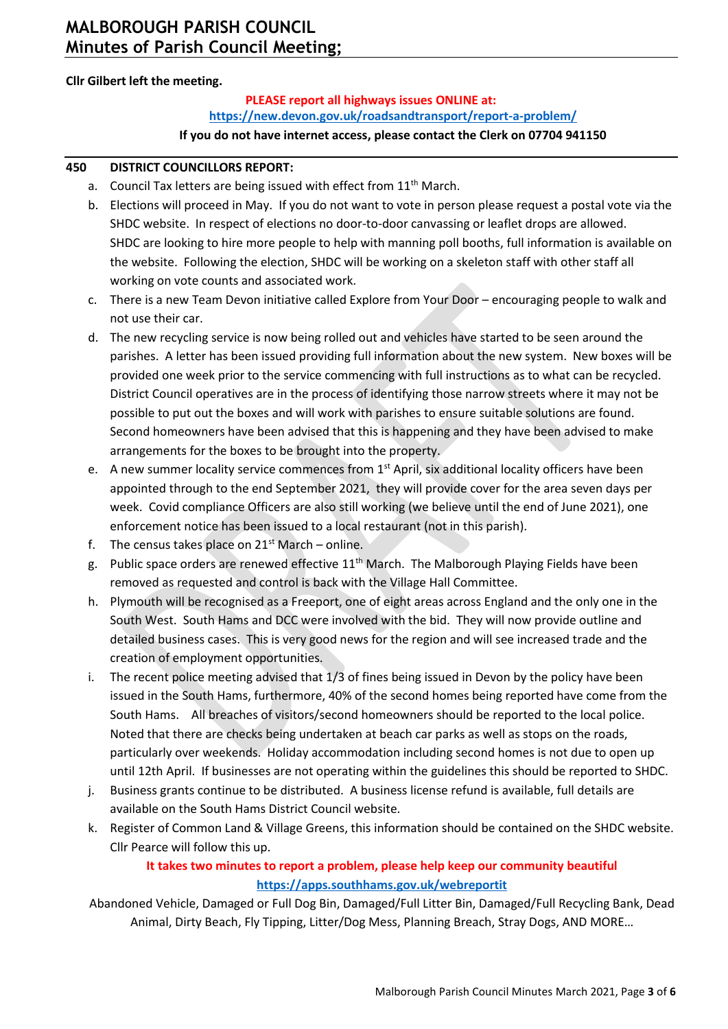**Cllr Gilbert left the meeting.**

**PLEASE report all highways issues ONLINE at:**
**https://new.devon.gov.uk/roadsandtransport/report-a-problem/**
**If you do not have internet access, please contact the Clerk on 07704 941150**

**450 DISTRICT COUNCILLORS REPORT:**

a. Council Tax letters are being issued with effect from 11th March.

b. Elections will proceed in May. If you do not want to vote in person please request a postal vote via the SHDC website. In respect of elections no door-to-door canvassing or leaflet drops are allowed. SHDC are looking to hire more people to help with manning poll booths, full information is available on the website. Following the election, SHDC will be working on a skeleton staff with other staff all working on vote counts and associated work.

c. There is a new Team Devon initiative called Explore from Your Door – encouraging people to walk and not use their car.

d. The new recycling service is now being rolled out and vehicles have started to be seen around the parishes. A letter has been issued providing full information about the new system. New boxes will be provided one week prior to the service commencing with full instructions as to what can be recycled. District Council operatives are in the process of identifying those narrow streets where it may not be possible to put out the boxes and will work with parishes to ensure suitable solutions are found. Second homeowners have been advised that this is happening and they have been advised to make arrangements for the boxes to be brought into the property.

e. A new summer locality service commences from 1st April, six additional locality officers have been appointed through to the end September 2021, they will provide cover for the area seven days per week. Covid compliance Officers are also still working (we believe until the end of June 2021), one enforcement notice has been issued to a local restaurant (not in this parish).

f. The census takes place on 21st March – online.

g. Public space orders are renewed effective 11th March. The Malborough Playing Fields have been removed as requested and control is back with the Village Hall Committee.

h. Plymouth will be recognised as a Freeport, one of eight areas across England and the only one in the South West. South Hams and DCC were involved with the bid. They will now provide outline and detailed business cases. This is very good news for the region and will see increased trade and the creation of employment opportunities.

i. The recent police meeting advised that 1/3 of fines being issued in Devon by the policy have been issued in the South Hams, furthermore, 40% of the second homes being reported have come from the South Hams. All breaches of visitors/second homeowners should be reported to the local police. Noted that there are checks being undertaken at beach car parks as well as stops on the roads, particularly over weekends. Holiday accommodation including second homes is not due to open up until 12th April. If businesses are not operating within the guidelines this should be reported to SHDC.

j. Business grants continue to be distributed. A business license refund is available, full details are available on the South Hams District Council website.

k. Register of Common Land & Village Greens, this information should be contained on the SHDC website. Cllr Pearce will follow this up.

**It takes two minutes to report a problem, please help keep our community beautiful**
**https://apps.southhams.gov.uk/webreportit**

Abandoned Vehicle, Damaged or Full Dog Bin, Damaged/Full Litter Bin, Damaged/Full Recycling Bank, Dead Animal, Dirty Beach, Fly Tipping, Litter/Dog Mess, Planning Breach, Stray Dogs, AND MORE…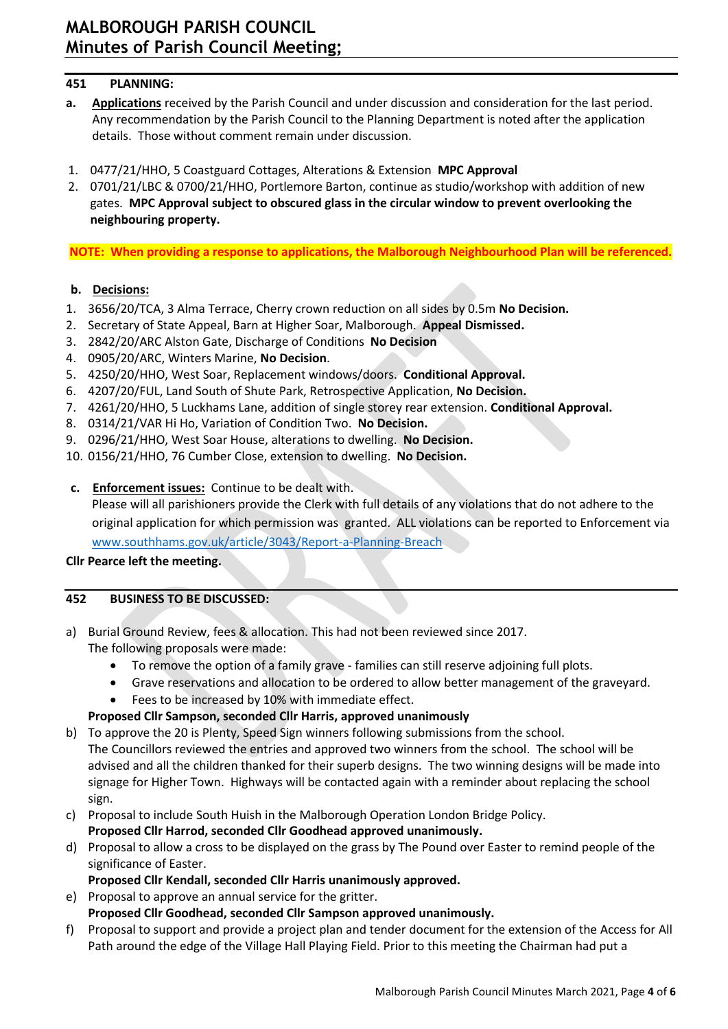## 451 PLANNING:

**a.** **Applications** received by the Parish Council and under discussion and consideration for the last period. Any recommendation by the Parish Council to the Planning Department is noted after the application details. Those without comment remain under discussion.

1. 0477/21/HHO, 5 Coastguard Cottages, Alterations & Extension **MPC Approval**
2. 0701/21/LBC & 0700/21/HHO, Portlemore Barton, continue as studio/workshop with addition of new gates. **MPC Approval subject to obscured glass in the circular window to prevent overlooking the neighbouring property.**

**NOTE: When providing a response to applications, the Malborough Neighbourhood Plan will be referenced.**

**b.** **Decisions:**

1. 3656/20/TCA, 3 Alma Terrace, Cherry crown reduction on all sides by 0.5m **No Decision.**
2. Secretary of State Appeal, Barn at Higher Soar, Malborough. **Appeal Dismissed.**
3. 2842/20/ARC Alston Gate, Discharge of Conditions **No Decision**
4. 0905/20/ARC, Winters Marine, **No Decision**.
5. 4250/20/HHO, West Soar, Replacement windows/doors. **Conditional Approval.**
6. 4207/20/FUL, Land South of Shute Park, Retrospective Application, **No Decision.**
7. 4261/20/HHO, 5 Luckhams Lane, addition of single storey rear extension. **Conditional Approval.**
8. 0314/21/VAR Hi Ho, Variation of Condition Two. **No Decision.**
9. 0296/21/HHO, West Soar House, alterations to dwelling. **No Decision.**
10. 0156/21/HHO, 76 Cumber Close, extension to dwelling. **No Decision.**

**c.** **Enforcement issues:** Continue to be dealt with.
Please will all parishioners provide the Clerk with full details of any violations that do not adhere to the original application for which permission was granted. ALL violations can be reported to Enforcement via www.southhams.gov.uk/article/3043/Report-a-Planning-Breach

**Cllr Pearce left the meeting.**

## 452 BUSINESS TO BE DISCUSSED:

a) Burial Ground Review, fees & allocation. This had not been reviewed since 2017.
The following proposals were made:
   - To remove the option of a family grave - families can still reserve adjoining full plots.
   - Grave reservations and allocation to be ordered to allow better management of the graveyard.
   - Fees to be increased by 10% with immediate effect.

   **Proposed Cllr Sampson, seconded Cllr Harris, approved unanimously**

b) To approve the 20 is Plenty, Speed Sign winners following submissions from the school.
The Councillors reviewed the entries and approved two winners from the school. The school will be advised and all the children thanked for their superb designs. The two winning designs will be made into signage for Higher Town. Highways will be contacted again with a reminder about replacing the school sign.

c) Proposal to include South Huish in the Malborough Operation London Bridge Policy.
**Proposed Cllr Harrod, seconded Cllr Goodhead approved unanimously.**

d) Proposal to allow a cross to be displayed on the grass by The Pound over Easter to remind people of the significance of Easter.
**Proposed Cllr Kendall, seconded Cllr Harris unanimously approved.**

e) Proposal to approve an annual service for the gritter.
**Proposed Cllr Goodhead, seconded Cllr Sampson approved unanimously.**

f) Proposal to support and provide a project plan and tender document for the extension of the Access for All Path around the edge of the Village Hall Playing Field. Prior to this meeting the Chairman had put a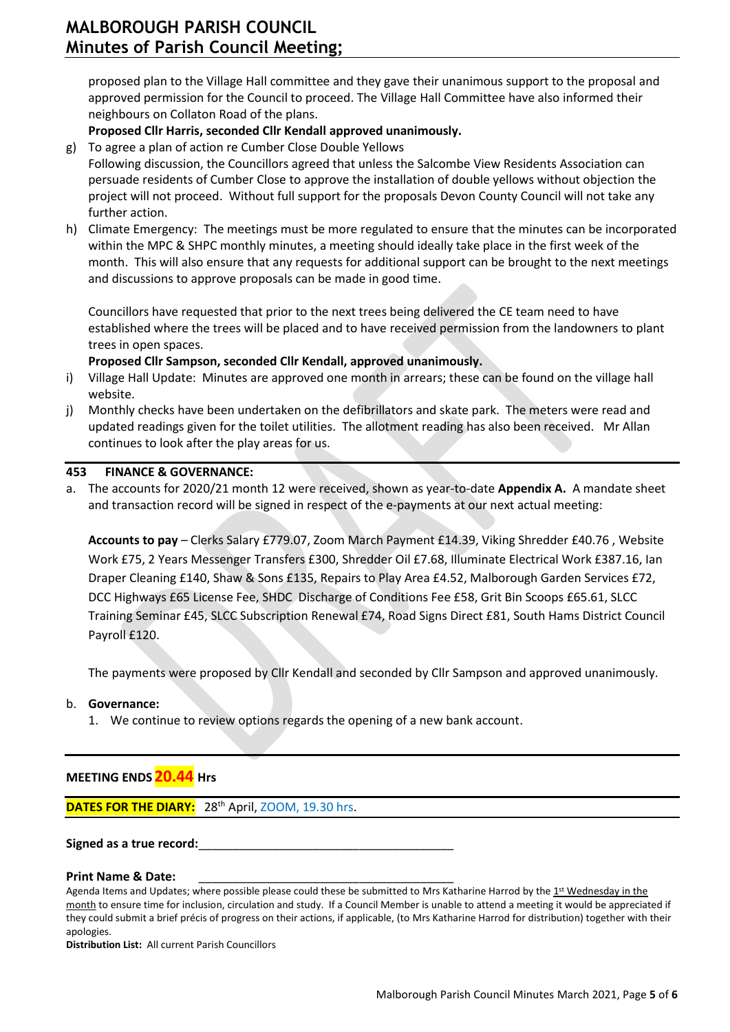proposed plan to the Village Hall committee and they gave their unanimous support to the proposal and approved permission for the Council to proceed. The Village Hall Committee have also informed their neighbours on Collaton Road of the plans.

**Proposed Cllr Harris, seconded Cllr Kendall approved unanimously.**

g) To agree a plan of action re Cumber Close Double Yellows
Following discussion, the Councillors agreed that unless the Salcombe View Residents Association can persuade residents of Cumber Close to approve the installation of double yellows without objection the project will not proceed. Without full support for the proposals Devon County Council will not take any further action.

h) Climate Emergency: The meetings must be more regulated to ensure that the minutes can be incorporated within the MPC & SHPC monthly minutes, a meeting should ideally take place in the first week of the month. This will also ensure that any requests for additional support can be brought to the next meetings and discussions to approve proposals can be made in good time.

Councillors have requested that prior to the next trees being delivered the CE team need to have established where the trees will be placed and to have received permission from the landowners to plant trees in open spaces.

**Proposed Cllr Sampson, seconded Cllr Kendall, approved unanimously.**

i) Village Hall Update: Minutes are approved one month in arrears; these can be found on the village hall website.

j) Monthly checks have been undertaken on the defibrillators and skate park. The meters were read and updated readings given for the toilet utilities. The allotment reading has also been received. Mr Allan continues to look after the play areas for us.

## 453 FINANCE & GOVERNANCE:

a. The accounts for 2020/21 month 12 were received, shown as year-to-date **Appendix A.** A mandate sheet and transaction record will be signed in respect of the e-payments at our next actual meeting:

**Accounts to pay** – Clerks Salary £779.07, Zoom March Payment £14.39, Viking Shredder £40.76 , Website Work £75, 2 Years Messenger Transfers £300, Shredder Oil £7.68, Illuminate Electrical Work £387.16, Ian Draper Cleaning £140, Shaw & Sons £135, Repairs to Play Area £4.52, Malborough Garden Services £72, DCC Highways £65 License Fee, SHDC Discharge of Conditions Fee £58, Grit Bin Scoops £65.61, SLCC Training Seminar £45, SLCC Subscription Renewal £74, Road Signs Direct £81, South Hams District Council Payroll £120.

The payments were proposed by Cllr Kendall and seconded by Cllr Sampson and approved unanimously.

b. **Governance:**
   1. We continue to review options regards the opening of a new bank account.

---

**MEETING ENDS 20.44 Hrs**

**DATES FOR THE DIARY:** 28th April, ZOOM, 19.30 hrs.

**Signed as a true record:**\_\_\_\_\_\_\_\_\_\_\_\_\_\_\_\_\_\_\_\_\_\_\_\_\_\_\_\_\_\_\_\_\_\_\_\_\_\_

**Print Name & Date:** \_\_\_\_\_\_\_\_\_\_\_\_\_\_\_\_\_\_\_\_\_\_\_\_\_\_\_\_\_\_\_\_\_\_\_\_\_\_

Agenda Items and Updates; where possible please could these be submitted to Mrs Katharine Harrod by the 1st Wednesday in the month to ensure time for inclusion, circulation and study. If a Council Member is unable to attend a meeting it would be appreciated if they could submit a brief précis of progress on their actions, if applicable, (to Mrs Katharine Harrod for distribution) together with their apologies.

**Distribution List:** All current Parish Councillors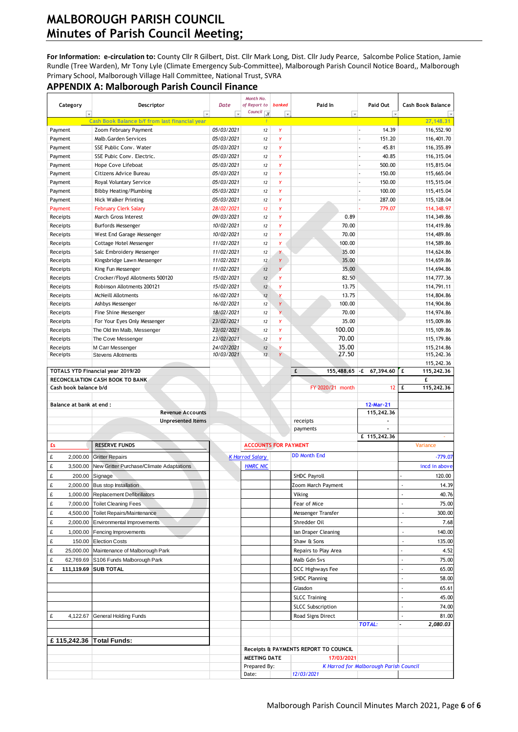# MALBOROUGH PARISH COUNCIL
# Minutes of Parish Council Meeting;

**For Information: e-circulation to:** County Cllr R Gilbert, Dist. Cllr Mark Long, Dist. Cllr Judy Pearce, Salcombe Police Station, Jamie Rundle (Tree Warden), Mr Tony Lyle (Climate Emergency Sub-Committee), Malborough Parish Council Notice Board,, Malborough Primary School, Malborough Village Hall Committee, National Trust, SVRA

## APPENDIX A: Malborough Parish Council Finance

| Category | Descriptor | Date | Month No. of Report to Council | banked | Paid In | Paid Out | Cash Book Balance |
|---|---|---|---|---|---|---|---|
| | Cash Book Balance b/f from last financial year | | 1 | | | | 27,148.31 |
| Payment | Zoom February Payment | 05/03/2021 | 12 | Y | | - 14.39 | 116,552.90 |
| Payment | Malb.Garden Services | 05/03/2021 | 12 | Y | | - 151.20 | 116,401.70 |
| Payment | SSE Public Conv. Water | 05/03/2021 | 12 | Y | | - 45.81 | 116,355.89 |
| Payment | SSE Pubic Conv. Electric. | 05/03/2021 | 12 | Y | | - 40.85 | 116,315.04 |
| Payment | Hope Cove Lifeboat | 05/03/2021 | 12 | Y | | - 500.00 | 115,815.04 |
| Payment | Citizens Advice Bureau | 05/03/2021 | 12 | Y | | - 150.00 | 115,665.04 |
| Payment | Royal Voluntary Service | 05/03/2021 | 12 | Y | | - 150.00 | 115,515.04 |
| Payment | Bibby Heating/Plumbing | 05/03/2021 | 12 | Y | | - 100.00 | 115,415.04 |
| Payment | Nick Walker Printing | 05/03/2021 | 12 | Y | | - 287.00 | 115,128.04 |
| Payment | February Clerk Salary | 28/02/2021 | 12 | Y | | - 779.07 | 114,348.97 |
| Receipts | March Gross Interest | 09/03/2021 | 12 | Y | 0.89 | | 114,349.86 |
| Receipts | Burfords Messenger | 10/02/2021 | 12 | Y | 70.00 | | 114,419.86 |
| Receipts | West End Garage Messenger | 10/02/2021 | 12 | Y | 70.00 | | 114,489.86 |
| Receipts | Cottage Hotel Messenger | 11/02/2021 | 12 | Y | 100.00 | | 114,589.86 |
| Receipts | Salc Embroidery Messenger | 11/02/2021 | 12 | Y | 35.00 | | 114,624.86 |
| Receipts | Kingsbridge Lawn Messenger | 11/02/2021 | 12 | Y | 35.00 | | 114,659.86 |
| Receipts | King Fun Messenger | 11/02/2021 | 12 | Y | 35.00 | | 114,694.86 |
| Receipts | Crocker/Floyd Allotments 500120 | 15/02/2021 | 12 | Y | 82.50 | | 114,777.36 |
| Receipts | Robinson Allotments 200121 | 15/02/2021 | 12 | Y | 13.75 | | 114,791.11 |
| Receipts | McNeill Allotments | 16/02/2021 | 12 | Y | 13.75 | | 114,804.86 |
| Receipts | Ashbys Messenger | 16/02/2021 | 12 | Y | 100.00 | | 114,904.86 |
| Receipts | Fine Shine Messenger | 18/02/2021 | 12 | Y | 70.00 | | 114,974.86 |
| Receipts | For Your Eyes Only Messenger | 23/02/2021 | 12 | Y | 35.00 | | 115,009.86 |
| Receipts | The Old Inn Malb, Messenger | 23/02/2021 | 12 | Y | 100.00 | | 115,109.86 |
| Receipts | The Cove Messenger | 23/02/2021 | 12 | Y | 70.00 | | 115,179.86 |
| Receipts | M Carr Messenger | 24/02/2021 | 12 | Y | 35.00 | | 115,214.86 |
| Receipts | Stevens Allotments | 10/03/2021 | 12 | Y | 27.50 | | 115,242.36 |
| | | | | | | | 115,242.36 |
| TOTALS YTD Financial year 2019/20 | | | | | £ 155,488.65 | -£ 67,394.60 | £ 115,242.36 |

| | | | |
|---|---|---|---|
| RECONCILIATION CASH BOOK TO BANK | | | £ |
| Cash book balance b/d | | FY 2020/21 month 12 | £ 115,242.36 |
| Balance at bank at end : | | 12-Mar-21 | |
| | Revenue Accounts | 115,242.36 | |
| | Unpresented Items receipts | - | |
| | payments | - | |
| | | £ 115,242.36 | - |

| £s | RESERVE FUNDS | | ACCOUNTS FOR PAYMENT | Variance |
|---|---|---|---|---|
| | | *K Harrod Salary* | DD Month End | -779.07 |
| | | *HMRC NIC* | | incd in above |
| £ 2,000.00 | Gritter Repairs | | SHDC Payroll | - 120.00 |
| £ 3,500.00 | New Gritter Purchase/Climate Adaptations | | Zoom March Payment | - 14.39 |
| £ 200.00 | Signage | | Viking | - 40.76 |
| £ 2,000.00 | Bus stop Installation | | Fear of Mice | - 75.00 |
| £ 1,000.00 | Replacement Defibrillators | | Messenger Transfer | - 300.00 |
| £ 7,000.00 | Toilet Cleaning Fees | | Shredder Oil | - 7.68 |
| £ 4,500.00 | Toilet Repairs/Maintenance | | Ian Draper Cleaning | - 140.00 |
| £ 2,000.00 | Environmental Improvements | | Shaw & Sons | - 135.00 |
| £ 1,000.00 | Fencing Improvements | | Repairs to Play Area | - 4.52 |
| £ 150.00 | Election Costs | | Malb Gdn Svs | - 75.00 |
| £ 25,000.00 | Maintenance of Malborough Park | | DCC Highways Fee | - 65.00 |
| £ 62,769.69 | S106 Funds Malborough Park | | SHDC Planning | - 58.00 |
| **£ 111,119.69** | **SUB TOTAL** | | Glasdon | - 65.61 |
| | | | SLCC Training | - 45.00 |
| | | | SLCC Subscription | - 74.00 |
| £ 4,122.67 | General Holding Funds | | Road Signs Direct | - 81.00 |
| | | | *TOTAL:* | - ***2,080.03*** |
| **£ 115,242.36** | **Total Funds:** | | | |

| | |
|---|---|
| **Receipts & Payments Report to Council** | |
| **MEETING DATE** | 17/03/2021 |
| Prepared By: | *K Harrod for Malborough Parish Council* |
| Date: | *12/03/2021* |

Malborough Parish Council Minutes March 2021